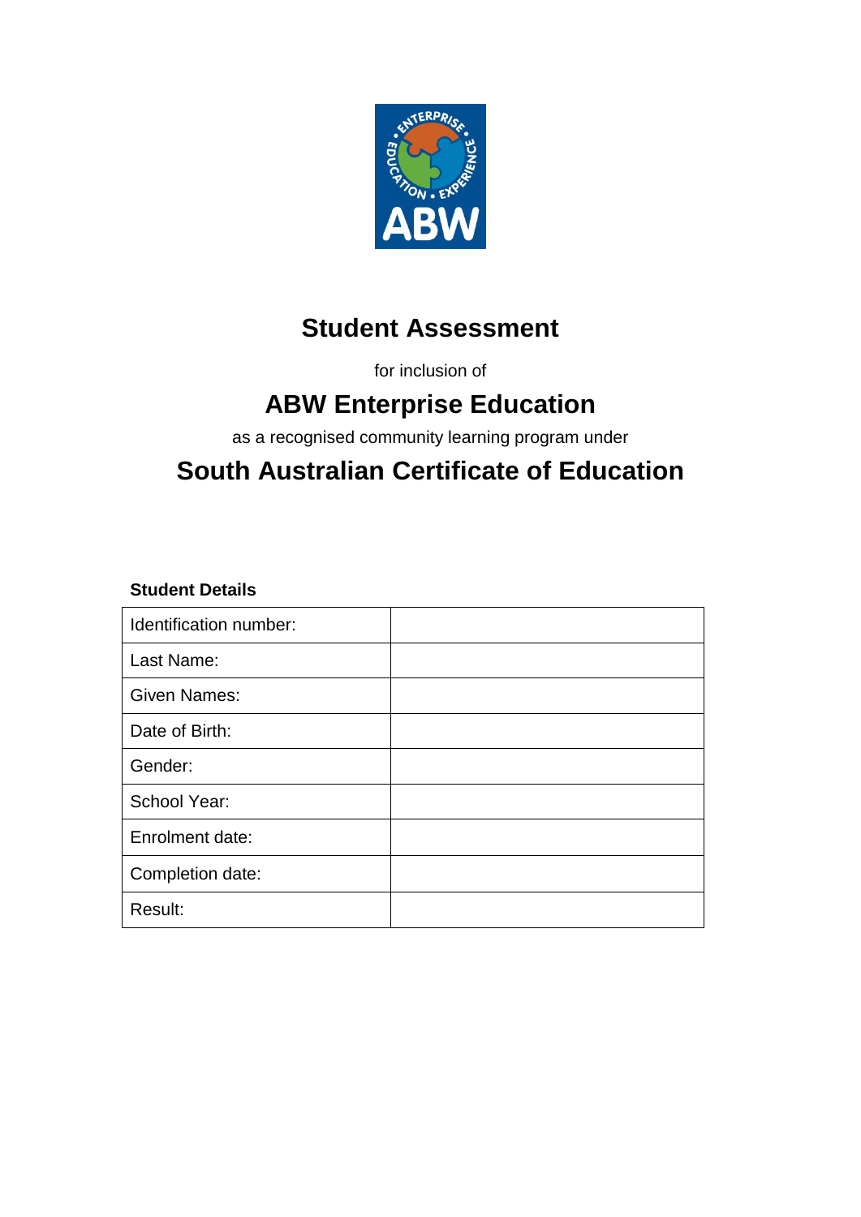# Student Assessment

for inclusion of

## ABW Enterprise Education

as a recognised community learning program under

## South Australian Certificate of Education

**Student Details**

| | |
|---|---|
| Identification number: | |
| Last Name: | |
| Given Names: | |
| Date of Birth: | |
| Gender: | |
| School Year: | |
| Enrolment date: | |
| Completion date: | |
| Result: | |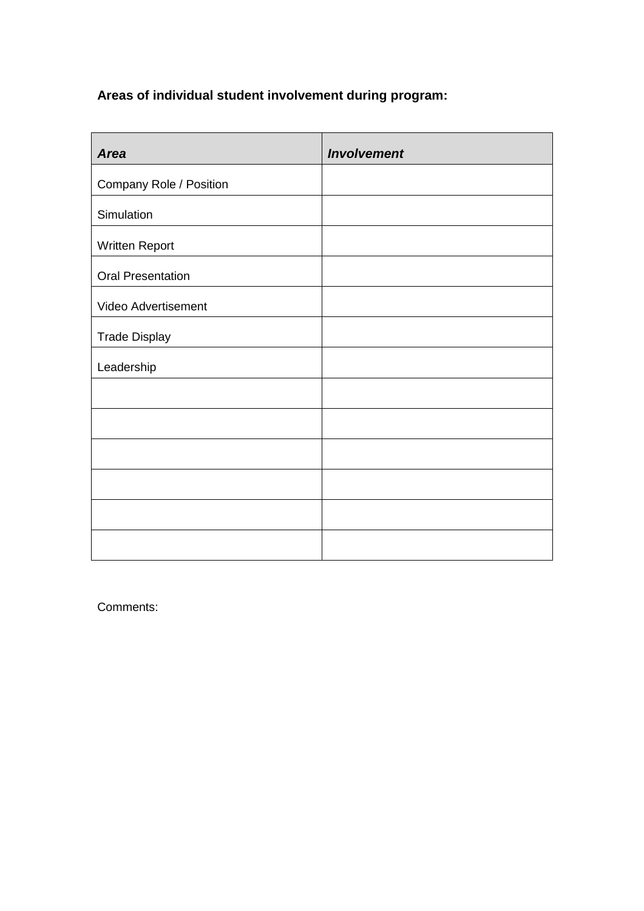**Areas of individual student involvement during program:**

| ***Area*** | ***Involvement*** |
| --- | --- |
| Company Role / Position | |
| Simulation | |
| Written Report | |
| Oral Presentation | |
| Video Advertisement | |
| Trade Display | |
| Leadership | |
| | |
| | |
| | |
| | |
| | |
| | |

Comments: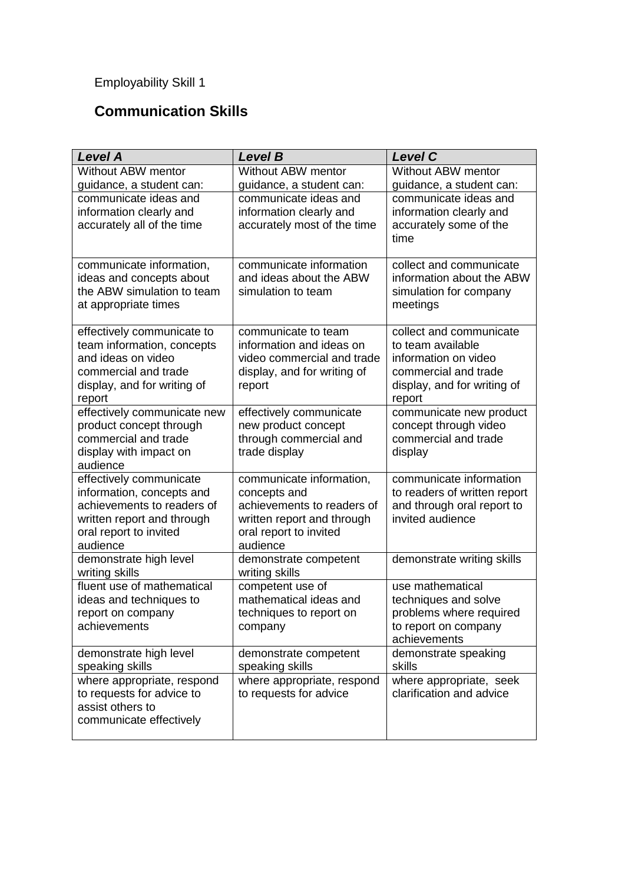Employability Skill 1

## Communication Skills

| ***Level A*** | ***Level B*** | ***Level C*** |
|---|---|---|
| Without ABW mentor guidance, a student can: | Without ABW mentor guidance, a student can: | Without ABW mentor guidance, a student can: |
| communicate ideas and information clearly and accurately all of the time | communicate ideas and information clearly and accurately most of the time | communicate ideas and information clearly and accurately some of the time |
| communicate information, ideas and concepts about the ABW simulation to team at appropriate times | communicate information and ideas about the ABW simulation to team | collect and communicate information about the ABW simulation for company meetings |
| effectively communicate to team information, concepts and ideas on video commercial and trade display, and for writing of report | communicate to team information and ideas on video commercial and trade display, and for writing of report | collect and communicate to team available information on video commercial and trade display, and for writing of report |
| effectively communicate new product concept through commercial and trade display with impact on audience | effectively communicate new product concept through commercial and trade display | communicate new product concept through video commercial and trade display |
| effectively communicate information, concepts and achievements to readers of written report and through oral report to invited audience | communicate information, concepts and achievements to readers of written report and through oral report to invited audience | communicate information to readers of written report and through oral report to invited audience |
| demonstrate high level writing skills | demonstrate competent writing skills | demonstrate writing skills |
| fluent use of mathematical ideas and techniques to report on company achievements | competent use of mathematical ideas and techniques to report on company | use mathematical techniques and solve problems where required to report on company achievements |
| demonstrate high level speaking skills | demonstrate competent speaking skills | demonstrate speaking skills |
| where appropriate, respond to requests for advice to assist others to communicate effectively | where appropriate, respond to requests for advice | where appropriate, seek clarification and advice |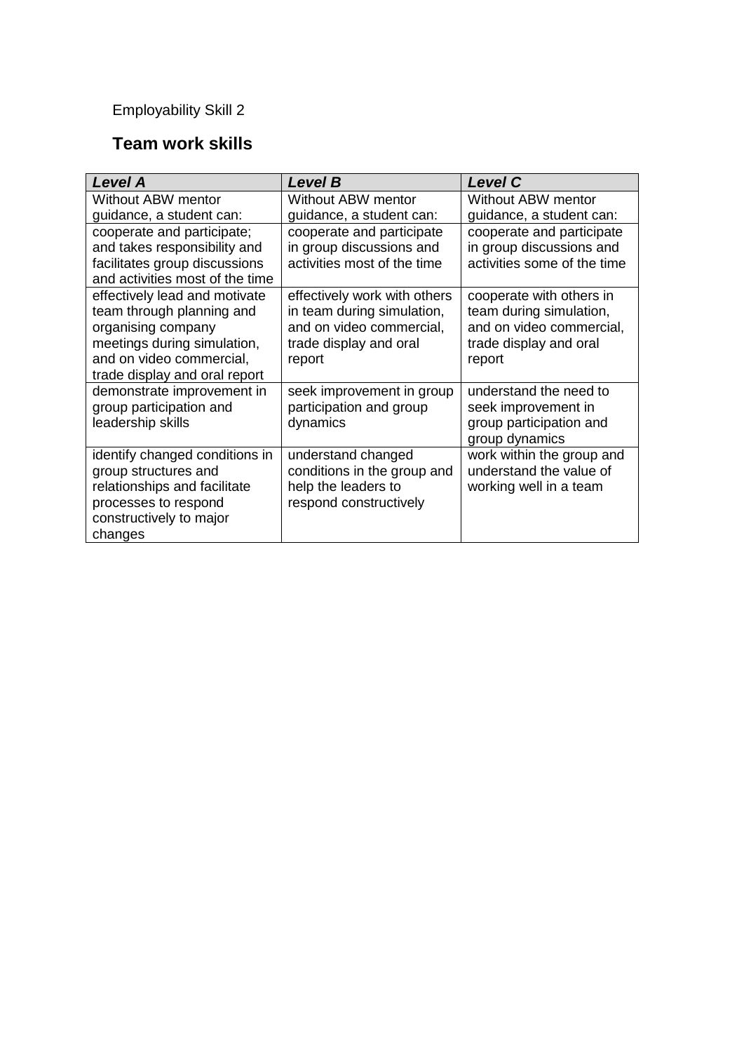Employability Skill 2

## Team work skills

| ***Level A*** | ***Level B*** | ***Level C*** |
| --- | --- | --- |
| Without ABW mentor guidance, a student can: | Without ABW mentor guidance, a student can: | Without ABW mentor guidance, a student can: |
| cooperate and participate; and takes responsibility and facilitates group discussions and activities most of the time | cooperate and participate in group discussions and activities most of the time | cooperate and participate in group discussions and activities some of the time |
| effectively lead and motivate team through planning and organising company meetings during simulation, and on video commercial, trade display and oral report | effectively work with others in team during simulation, and on video commercial, trade display and oral report | cooperate with others in team during simulation, and on video commercial, trade display and oral report |
| demonstrate improvement in group participation and leadership skills | seek improvement in group participation and group dynamics | understand the need to seek improvement in group participation and group dynamics |
| identify changed conditions in group structures and relationships and facilitate processes to respond constructively to major changes | understand changed conditions in the group and help the leaders to respond constructively | work within the group and understand the value of working well in a team |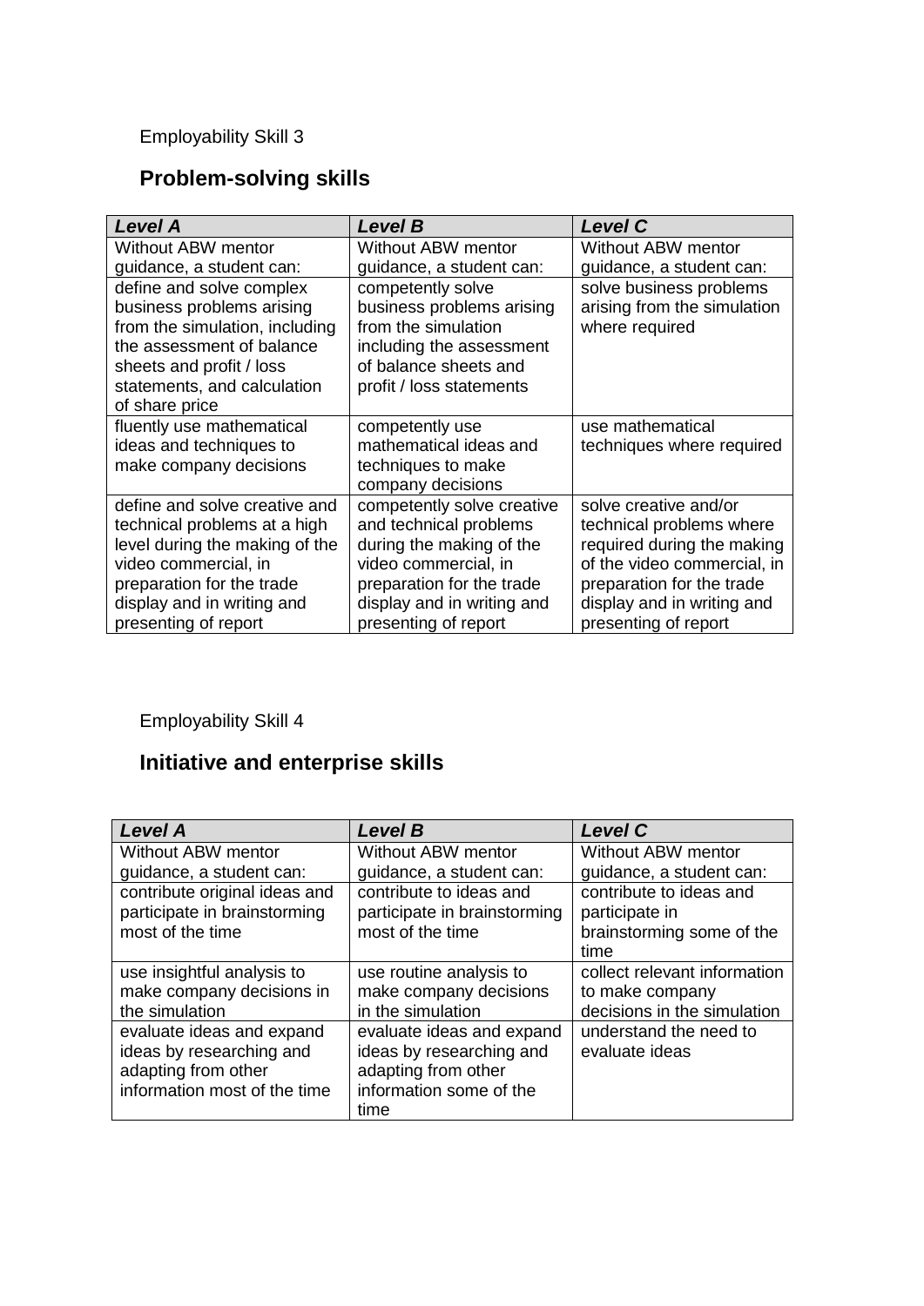Employability Skill 3

## Problem-solving skills

| ***Level A*** | ***Level B*** | ***Level C*** |
|---|---|---|
| Without ABW mentor guidance, a student can: | Without ABW mentor guidance, a student can: | Without ABW mentor guidance, a student can: |
| define and solve complex business problems arising from the simulation, including the assessment of balance sheets and profit / loss statements, and calculation of share price | competently solve business problems arising from the simulation including the assessment of balance sheets and profit / loss statements | solve business problems arising from the simulation where required |
| fluently use mathematical ideas and techniques to make company decisions | competently use mathematical ideas and techniques to make company decisions | use mathematical techniques where required |
| define and solve creative and technical problems at a high level during the making of the video commercial, in preparation for the trade display and in writing and presenting of report | competently solve creative and technical problems during the making of the video commercial, in preparation for the trade display and in writing and presenting of report | solve creative and/or technical problems where required during the making of the video commercial, in preparation for the trade display and in writing and presenting of report |

Employability Skill 4

## Initiative and enterprise skills

| ***Level A*** | ***Level B*** | ***Level C*** |
|---|---|---|
| Without ABW mentor guidance, a student can: | Without ABW mentor guidance, a student can: | Without ABW mentor guidance, a student can: |
| contribute original ideas and participate in brainstorming most of the time | contribute to ideas and participate in brainstorming most of the time | contribute to ideas and participate in brainstorming some of the time |
| use insightful analysis to make company decisions in the simulation | use routine analysis to make company decisions in the simulation | collect relevant information to make company decisions in the simulation |
| evaluate ideas and expand ideas by researching and adapting from other information most of the time | evaluate ideas and expand ideas by researching and adapting from other information some of the time | understand the need to evaluate ideas |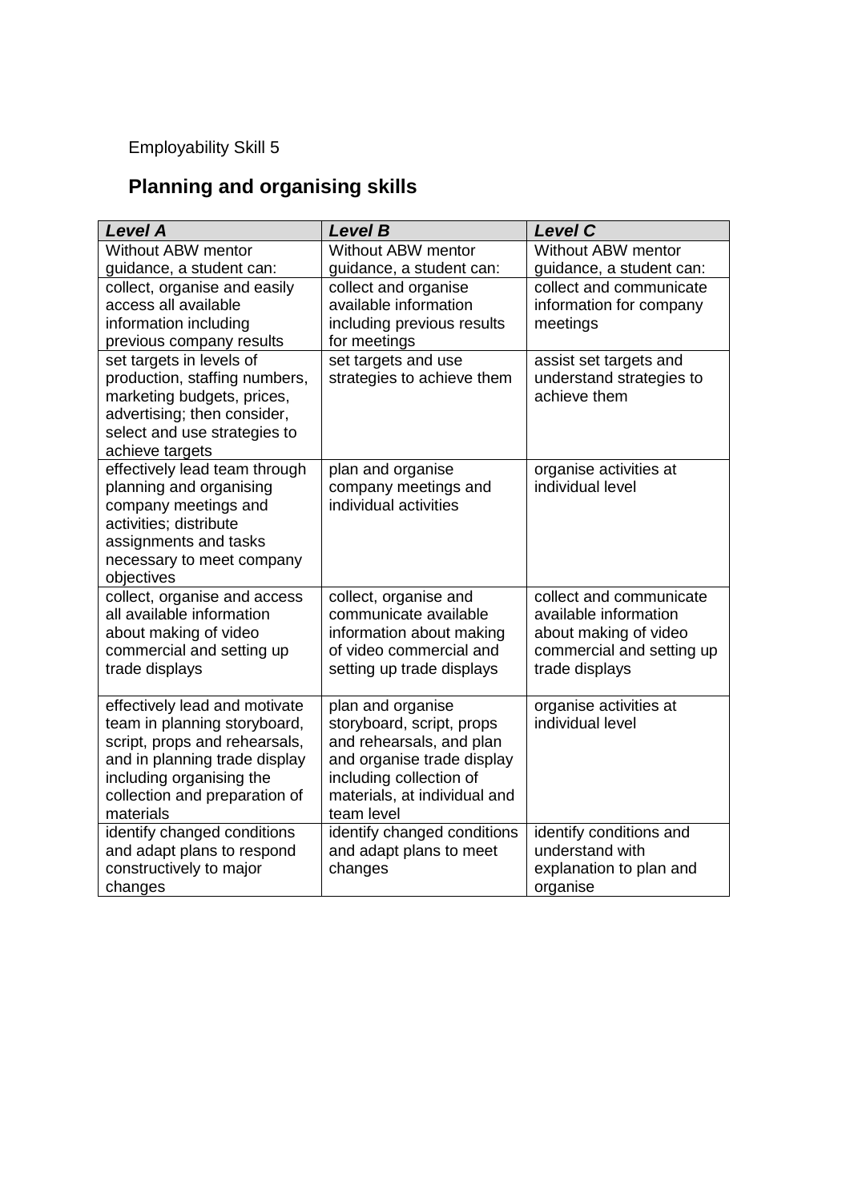Employability Skill 5

## Planning and organising skills

| ***Level A*** | ***Level B*** | ***Level C*** |
|---|---|---|
| Without ABW mentor guidance, a student can: | Without ABW mentor guidance, a student can: | Without ABW mentor guidance, a student can: |
| collect, organise and easily access all available information including previous company results | collect and organise available information including previous results for meetings | collect and communicate information for company meetings |
| set targets in levels of production, staffing numbers, marketing budgets, prices, advertising; then consider, select and use strategies to achieve targets | set targets and use strategies to achieve them | assist set targets and understand strategies to achieve them |
| effectively lead team through planning and organising company meetings and activities; distribute assignments and tasks necessary to meet company objectives | plan and organise company meetings and individual activities | organise activities at individual level |
| collect, organise and access all available information about making of video commercial and setting up trade displays | collect, organise and communicate available information about making of video commercial and setting up trade displays | collect and communicate available information about making of video commercial and setting up trade displays |
| effectively lead and motivate team in planning storyboard, script, props and rehearsals, and in planning trade display including organising the collection and preparation of materials | plan and organise storyboard, script, props and rehearsals, and plan and organise trade display including collection of materials, at individual and team level | organise activities at individual level |
| identify changed conditions and adapt plans to respond constructively to major changes | identify changed conditions and adapt plans to meet changes | identify conditions and understand with explanation to plan and organise |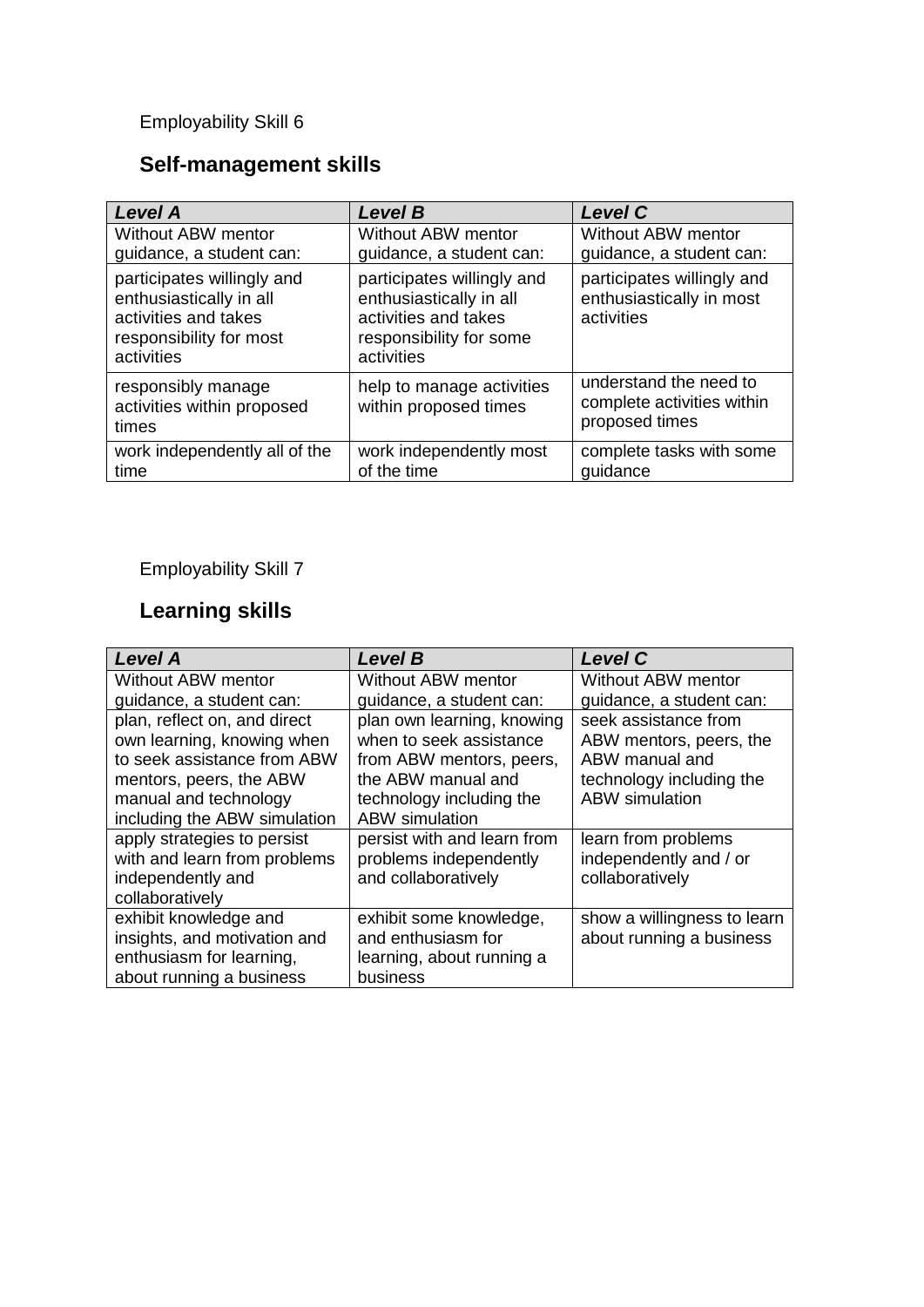Employability Skill 6

## Self-management skills

| ***Level A*** | ***Level B*** | ***Level C*** |
|---|---|---|
| Without ABW mentor guidance, a student can: | Without ABW mentor guidance, a student can: | Without ABW mentor guidance, a student can: |
| participates willingly and enthusiastically in all activities and takes responsibility for most activities | participates willingly and enthusiastically in all activities and takes responsibility for some activities | participates willingly and enthusiastically in most activities |
| responsibly manage activities within proposed times | help to manage activities within proposed times | understand the need to complete activities within proposed times |
| work independently all of the time | work independently most of the time | complete tasks with some guidance |

Employability Skill 7

## Learning skills

| ***Level A*** | ***Level B*** | ***Level C*** |
|---|---|---|
| Without ABW mentor guidance, a student can: | Without ABW mentor guidance, a student can: | Without ABW mentor guidance, a student can: |
| plan, reflect on, and direct own learning, knowing when to seek assistance from ABW mentors, peers, the ABW manual and technology including the ABW simulation | plan own learning, knowing when to seek assistance from ABW mentors, peers, the ABW manual and technology including the ABW simulation | seek assistance from ABW mentors, peers, the ABW manual and technology including the ABW simulation |
| apply strategies to persist with and learn from problems independently and collaboratively | persist with and learn from problems independently and collaboratively | learn from problems independently and / or collaboratively |
| exhibit knowledge and insights, and motivation and enthusiasm for learning, about running a business | exhibit some knowledge, and enthusiasm for learning, about running a business | show a willingness to learn about running a business |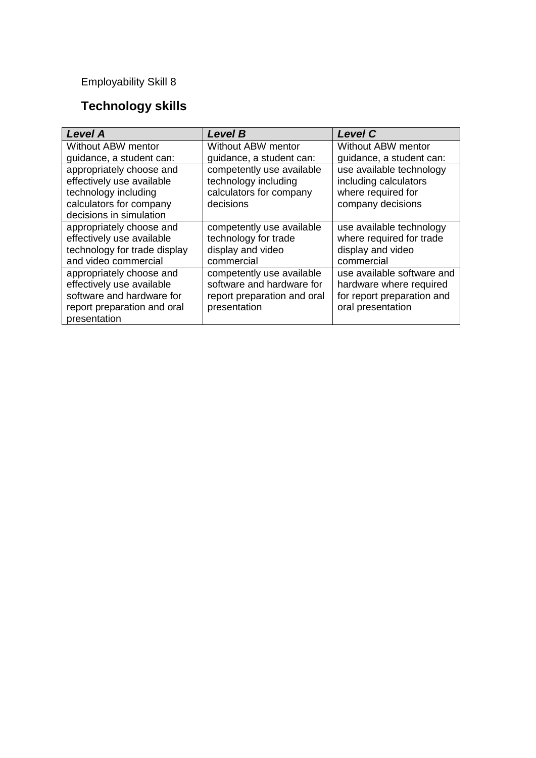Employability Skill 8

## Technology skills

| ***Level A*** | ***Level B*** | ***Level C*** |
|---|---|---|
| Without ABW mentor guidance, a student can: | Without ABW mentor guidance, a student can: | Without ABW mentor guidance, a student can: |
| appropriately choose and effectively use available technology including calculators for company decisions in simulation | competently use available technology including calculators for company decisions | use available technology including calculators where required for company decisions |
| appropriately choose and effectively use available technology for trade display and video commercial | competently use available technology for trade display and video commercial | use available technology where required for trade display and video commercial |
| appropriately choose and effectively use available software and hardware for report preparation and oral presentation | competently use available software and hardware for report preparation and oral presentation | use available software and hardware where required for report preparation and oral presentation |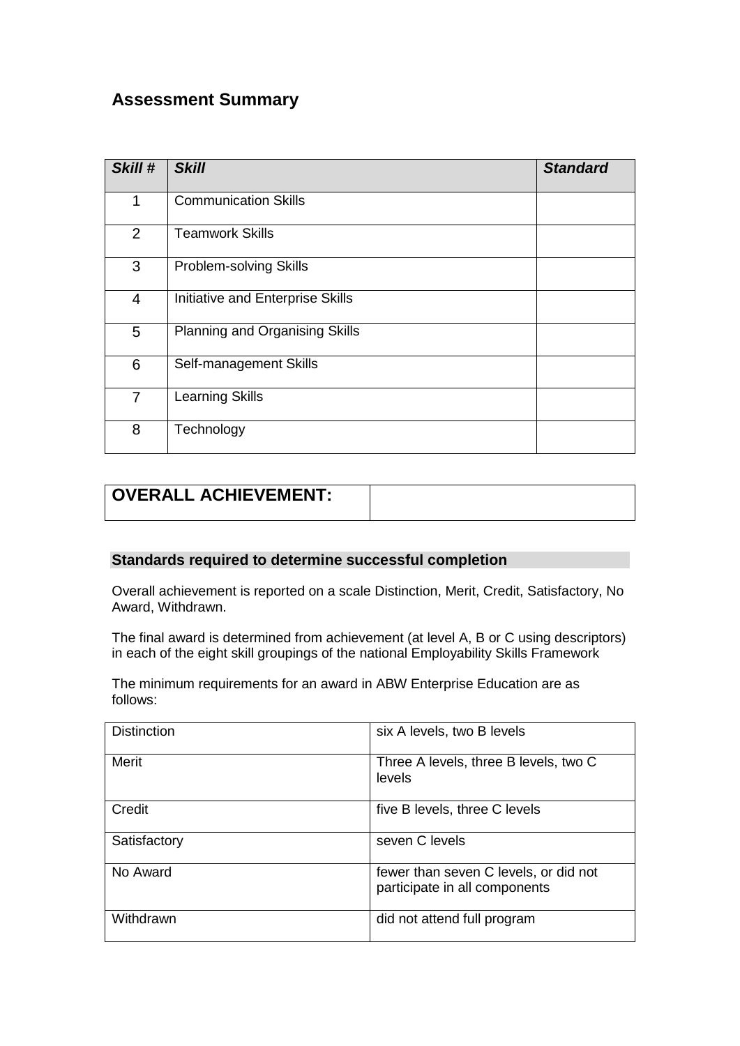## Assessment Summary

| ***Skill #*** | ***Skill*** | ***Standard*** |
|---|---|---|
| 1 | Communication Skills | |
| 2 | Teamwork Skills | |
| 3 | Problem-solving Skills | |
| 4 | Initiative and Enterprise Skills | |
| 5 | Planning and Organising Skills | |
| 6 | Self-management Skills | |
| 7 | Learning Skills | |
| 8 | Technology | |

| **OVERALL ACHIEVEMENT:** | |
|---|---|

### Standards required to determine successful completion

Overall achievement is reported on a scale Distinction, Merit, Credit, Satisfactory, No Award, Withdrawn.

The final award is determined from achievement (at level A, B or C using descriptors) in each of the eight skill groupings of the national Employability Skills Framework

The minimum requirements for an award in ABW Enterprise Education are as follows:

| | |
|---|---|
| Distinction | six A levels, two B levels |
| Merit | Three A levels, three B levels, two C levels |
| Credit | five B levels, three C levels |
| Satisfactory | seven C levels |
| No Award | fewer than seven C levels, or did not participate in all components |
| Withdrawn | did not attend full program |